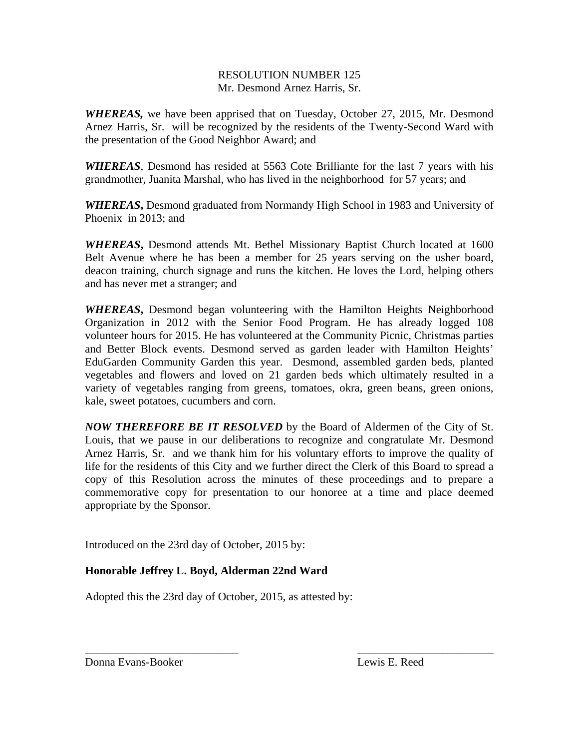RESOLUTION NUMBER 125
Mr. Desmond Arnez Harris, Sr.

***WHEREAS,*** we have been apprised that on Tuesday, October 27, 2015, Mr. Desmond Arnez Harris, Sr. will be recognized by the residents of the Twenty-Second Ward with the presentation of the Good Neighbor Award; and

***WHEREAS***, Desmond has resided at 5563 Cote Brilliante for the last 7 years with his grandmother, Juanita Marshal, who has lived in the neighborhood for 57 years; and

***WHEREAS,*** Desmond graduated from Normandy High School in 1983 and University of Phoenix in 2013; and

***WHEREAS,*** Desmond attends Mt. Bethel Missionary Baptist Church located at 1600 Belt Avenue where he has been a member for 25 years serving on the usher board, deacon training, church signage and runs the kitchen. He loves the Lord, helping others and has never met a stranger; and

***WHEREAS,*** Desmond began volunteering with the Hamilton Heights Neighborhood Organization in 2012 with the Senior Food Program. He has already logged 108 volunteer hours for 2015. He has volunteered at the Community Picnic, Christmas parties and Better Block events. Desmond served as garden leader with Hamilton Heights' EduGarden Community Garden this year. Desmond, assembled garden beds, planted vegetables and flowers and loved on 21 garden beds which ultimately resulted in a variety of vegetables ranging from greens, tomatoes, okra, green beans, green onions, kale, sweet potatoes, cucumbers and corn.

***NOW THEREFORE BE IT RESOLVED*** by the Board of Aldermen of the City of St. Louis, that we pause in our deliberations to recognize and congratulate Mr. Desmond Arnez Harris, Sr. and we thank him for his voluntary efforts to improve the quality of life for the residents of this City and we further direct the Clerk of this Board to spread a copy of this Resolution across the minutes of these proceedings and to prepare a commemorative copy for presentation to our honoree at a time and place deemed appropriate by the Sponsor.

Introduced on the 23rd day of October, 2015 by:

**Honorable Jeffrey L. Boyd, Alderman 22nd Ward**

Adopted this the 23rd day of October, 2015, as attested by:

\_\_\_\_\_\_\_\_\_\_\_\_\_\_\_\_\_\_\_\_\_\_\_\_\_\_\_\_ \_\_\_\_\_\_\_\_\_\_\_\_\_\_\_\_\_\_\_\_\_\_\_\_\_\_\_\_

Donna Evans-Booker Lewis E. Reed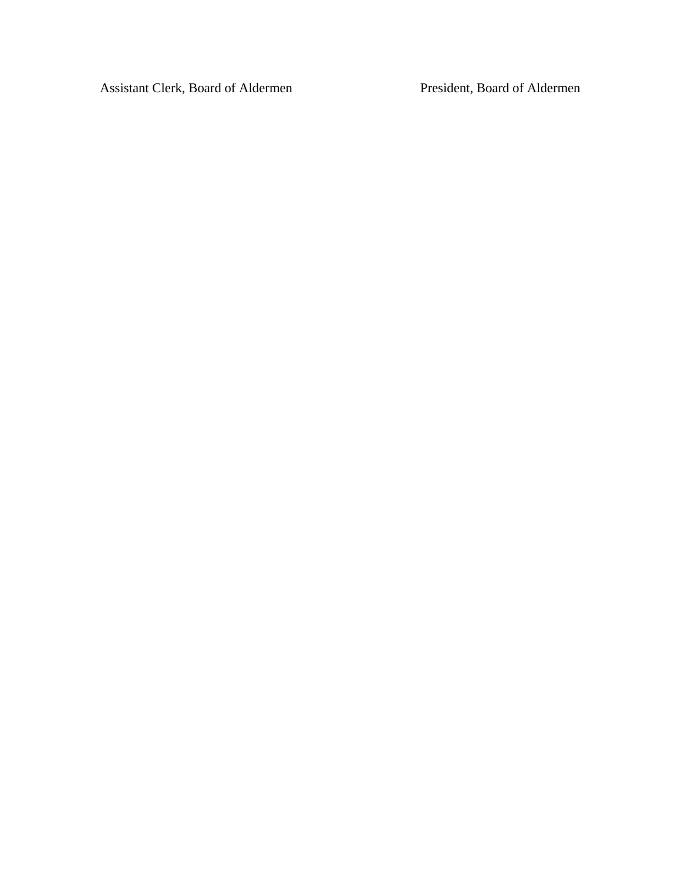Assistant Clerk, Board of Aldermen

President, Board of Aldermen